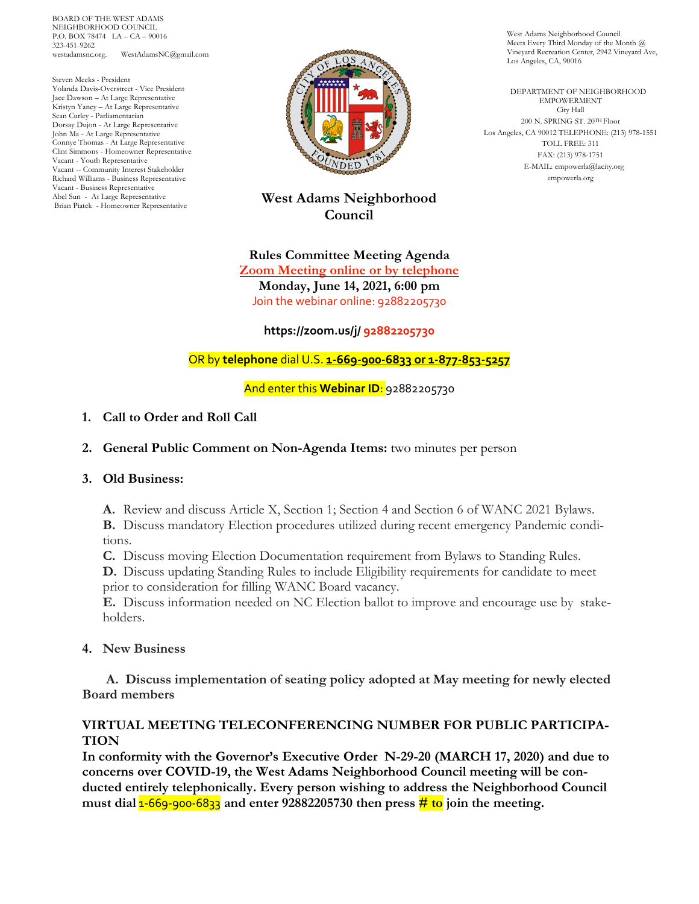BOARD OF THE WEST ADAMS NEIGHBORHOOD COUNCIL
P.O. BOX 78474 LA – CA – 90016
323-451-9262
westadamsnc.org. WestAdamsNC@gmail.com

Steven Meeks - President
Yolanda Davis-Overstreet - Vice President
Jace Dawson – At Large Representative
Kristyn Yancy – At Large Representative
Sean Curley - Parliamentarian
Dorsay Dujon - At Large Representative
John Ma - At Large Representative
Connye Thomas - At Large Representative
Clint Simmons - Homeowner Representative
Vacant - Youth Representative
Vacant -- Community Interest Stakeholder
Richard Williams - Business Representative
Vacant - Business Representative
Abel Sun - At Large Representative
Brian Piatek - Homeowner Representative

West Adams Neighborhood Council
Meets Every Third Monday of the Month @ Vineyard Recreation Center, 2942 Vineyard Ave, Los Angeles, CA, 90016

DEPARTMENT OF NEIGHBORHOOD EMPOWERMENT
City Hall
200 N. SPRING ST. 20TH Floor
Los Angeles, CA 90012 TELEPHONE: (213) 978-1551
TOLL FREE: 311
FAX: (213) 978-1751
E-MAIL: empowerla@lacity.org
empowerla.org

# West Adams Neighborhood Council

## Rules Committee Meeting Agenda

**Zoom Meeting online or by telephone**

**Monday, June 14, 2021, 6:00 pm**

Join the webinar online: 92882205730

**https://zoom.us/j/ 92882205730**

OR by **telephone** dial U.S. **1-669-900-6833 or 1-877-853-5257**

And enter this **Webinar ID**: 92882205730

1. **Call to Order and Roll Call**
2. **General Public Comment on Non-Agenda Items:** two minutes per person
3. **Old Business:**

   **A.** Review and discuss Article X, Section 1; Section 4 and Section 6 of WANC 2021 Bylaws.
   **B.** Discuss mandatory Election procedures utilized during recent emergency Pandemic conditions.
   **C.** Discuss moving Election Documentation requirement from Bylaws to Standing Rules.
   **D.** Discuss updating Standing Rules to include Eligibility requirements for candidate to meet prior to consideration for filling WANC Board vacancy.
   **E.** Discuss information needed on NC Election ballot to improve and encourage use by stakeholders.

4. **New Business**

   **A. Discuss implementation of seating policy adopted at May meeting for newly elected Board members**

**VIRTUAL MEETING TELECONFERENCING NUMBER FOR PUBLIC PARTICIPATION**

**In conformity with the Governor's Executive Order N-29-20 (MARCH 17, 2020) and due to concerns over COVID-19, the West Adams Neighborhood Council meeting will be conducted entirely telephonically. Every person wishing to address the Neighborhood Council must dial 1-669-900-6833 and enter 92882205730 then press # to join the meeting.**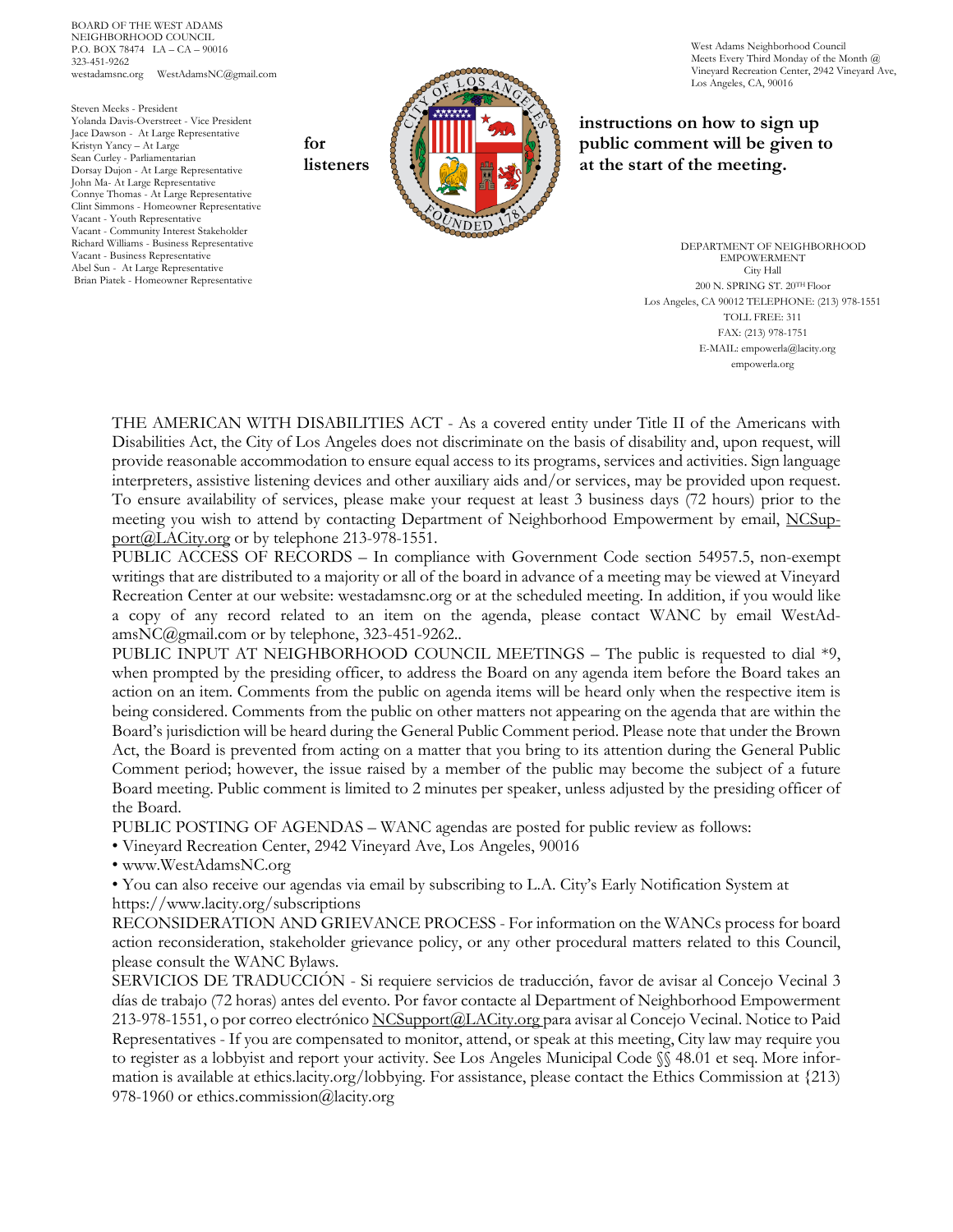BOARD OF THE WEST ADAMS NEIGHBORHOOD COUNCIL
P.O. BOX 78474 LA – CA – 90016
323-451-9262
westadamsnc.org WestAdamsNC@gmail.com

Steven Meeks - President
Yolanda Davis-Overstreet - Vice President
Jace Dawson - At Large Representative
Kristyn Yancy – At Large
Sean Curley - Parliamentarian
Dorsay Dujon - At Large Representative
John Ma- At Large Representative
Connye Thomas - At Large Representative
Clint Simmons - Homeowner Representative
Vacant - Youth Representative
Vacant - Community Interest Stakeholder
Richard Williams - Business Representative
Vacant - Business Representative
Abel Sun - At Large Representative
Brian Piatek - Homeowner Representative

**for listeners**

West Adams Neighborhood Council
Meets Every Third Monday of the Month @ Vineyard Recreation Center, 2942 Vineyard Ave, Los Angeles, CA, 90016

**instructions on how to sign up public comment will be given to at the start of the meeting.**

DEPARTMENT OF NEIGHBORHOOD EMPOWERMENT
City Hall
200 N. SPRING ST. 20TH Floor
Los Angeles, CA 90012 TELEPHONE: (213) 978-1551
TOLL FREE: 311
FAX: (213) 978-1751
E-MAIL: empowerla@lacity.org
empowerla.org

THE AMERICAN WITH DISABILITIES ACT - As a covered entity under Title II of the Americans with Disabilities Act, the City of Los Angeles does not discriminate on the basis of disability and, upon request, will provide reasonable accommodation to ensure equal access to its programs, services and activities. Sign language interpreters, assistive listening devices and other auxiliary aids and/or services, may be provided upon request. To ensure availability of services, please make your request at least 3 business days (72 hours) prior to the meeting you wish to attend by contacting Department of Neighborhood Empowerment by email, NCSupport@LACity.org or by telephone 213-978-1551.

PUBLIC ACCESS OF RECORDS – In compliance with Government Code section 54957.5, non-exempt writings that are distributed to a majority or all of the board in advance of a meeting may be viewed at Vineyard Recreation Center at our website: westadamsnc.org or at the scheduled meeting. In addition, if you would like a copy of any record related to an item on the agenda, please contact WANC by email WestAdamsNC@gmail.com or by telephone, 323-451-9262..

PUBLIC INPUT AT NEIGHBORHOOD COUNCIL MEETINGS – The public is requested to dial *9, when prompted by the presiding officer, to address the Board on any agenda item before the Board takes an action on an item. Comments from the public on agenda items will be heard only when the respective item is being considered. Comments from the public on other matters not appearing on the agenda that are within the Board's jurisdiction will be heard during the General Public Comment period. Please note that under the Brown Act, the Board is prevented from acting on a matter that you bring to its attention during the General Public Comment period; however, the issue raised by a member of the public may become the subject of a future Board meeting. Public comment is limited to 2 minutes per speaker, unless adjusted by the presiding officer of the Board.

PUBLIC POSTING OF AGENDAS – WANC agendas are posted for public review as follows:

- Vineyard Recreation Center, 2942 Vineyard Ave, Los Angeles, 90016
- www.WestAdamsNC.org
- You can also receive our agendas via email by subscribing to L.A. City's Early Notification System at https://www.lacity.org/subscriptions

RECONSIDERATION AND GRIEVANCE PROCESS - For information on the WANCs process for board action reconsideration, stakeholder grievance policy, or any other procedural matters related to this Council, please consult the WANC Bylaws.

SERVICIOS DE TRADUCCIÓN - Si requiere servicios de traducción, favor de avisar al Concejo Vecinal 3 días de trabajo (72 horas) antes del evento. Por favor contacte al Department of Neighborhood Empowerment 213-978-1551, o por correo electrónico NCSupport@LACity.org para avisar al Concejo Vecinal. Notice to Paid Representatives - If you are compensated to monitor, attend, or speak at this meeting, City law may require you to register as a lobbyist and report your activity. See Los Angeles Municipal Code §§ 48.01 et seq. More information is available at ethics.lacity.org/lobbying. For assistance, please contact the Ethics Commission at {213) 978-1960 or ethics.commission@lacity.org